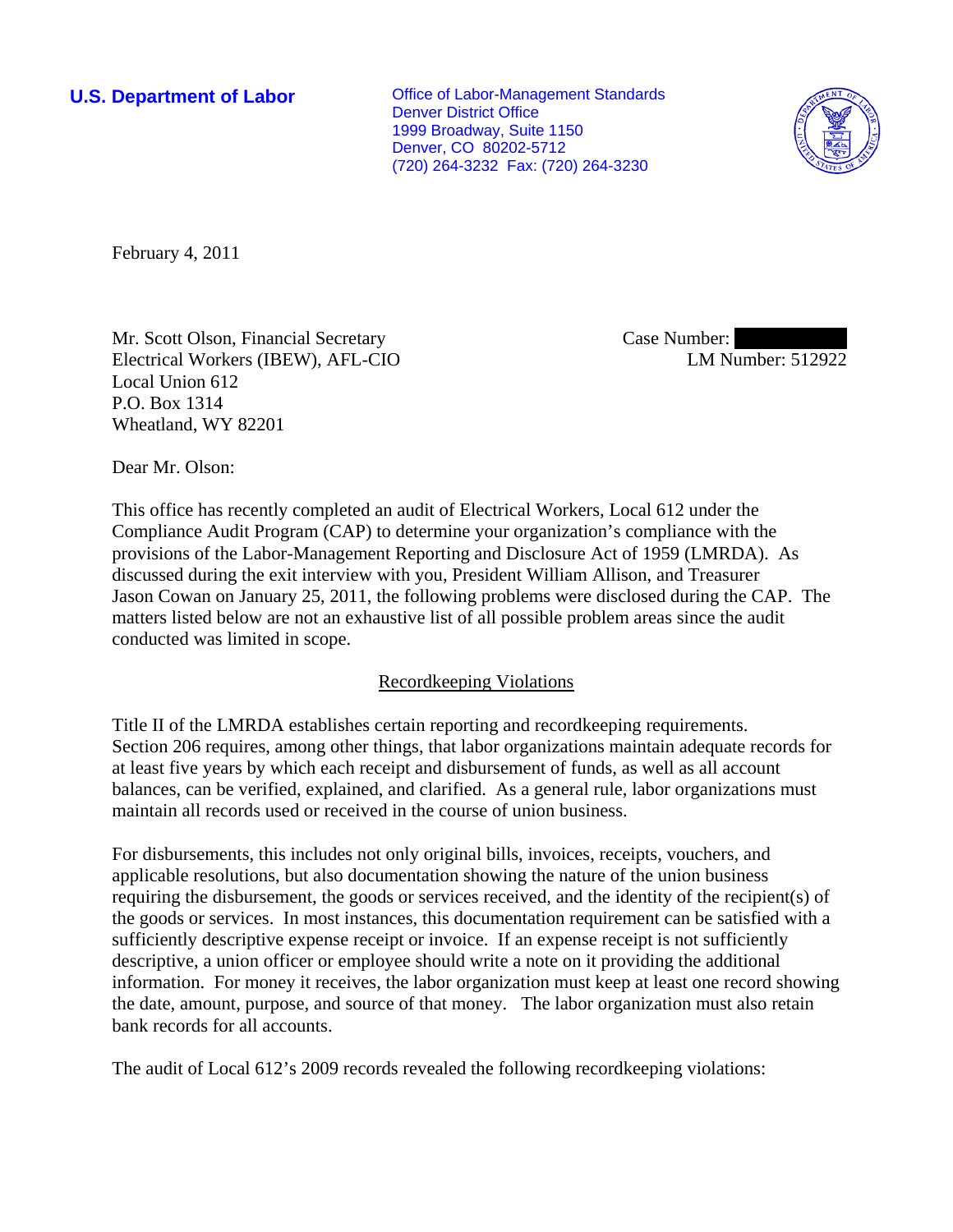**U.S. Department of Labor**

Office of Labor-Management Standards
Denver District Office
1999 Broadway, Suite 1150
Denver, CO 80202-5712
(720) 264-3232 Fax: (720) 264-3230

February 4, 2011

Mr. Scott Olson, Financial Secretary
Electrical Workers (IBEW), AFL-CIO
Local Union 612
P.O. Box 1314
Wheatland, WY 82201

Case Number:
LM Number: 512922

Dear Mr. Olson:

This office has recently completed an audit of Electrical Workers, Local 612 under the Compliance Audit Program (CAP) to determine your organization's compliance with the provisions of the Labor-Management Reporting and Disclosure Act of 1959 (LMRDA). As discussed during the exit interview with you, President William Allison, and Treasurer Jason Cowan on January 25, 2011, the following problems were disclosed during the CAP. The matters listed below are not an exhaustive list of all possible problem areas since the audit conducted was limited in scope.

## Recordkeeping Violations

Title II of the LMRDA establishes certain reporting and recordkeeping requirements. Section 206 requires, among other things, that labor organizations maintain adequate records for at least five years by which each receipt and disbursement of funds, as well as all account balances, can be verified, explained, and clarified. As a general rule, labor organizations must maintain all records used or received in the course of union business.

For disbursements, this includes not only original bills, invoices, receipts, vouchers, and applicable resolutions, but also documentation showing the nature of the union business requiring the disbursement, the goods or services received, and the identity of the recipient(s) of the goods or services. In most instances, this documentation requirement can be satisfied with a sufficiently descriptive expense receipt or invoice. If an expense receipt is not sufficiently descriptive, a union officer or employee should write a note on it providing the additional information. For money it receives, the labor organization must keep at least one record showing the date, amount, purpose, and source of that money. The labor organization must also retain bank records for all accounts.

The audit of Local 612's 2009 records revealed the following recordkeeping violations: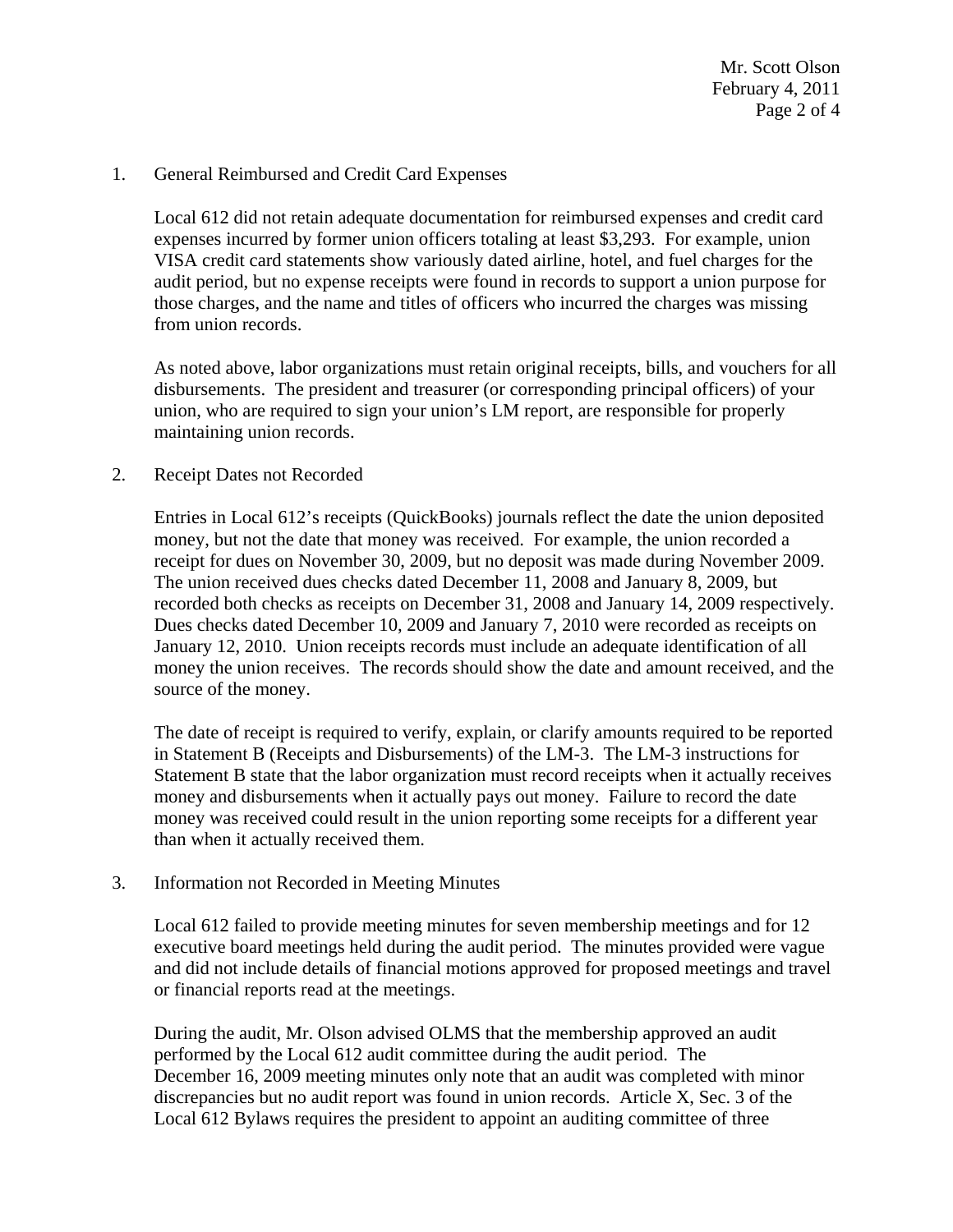1. General Reimbursed and Credit Card Expenses

   Local 612 did not retain adequate documentation for reimbursed expenses and credit card expenses incurred by former union officers totaling at least $3,293. For example, union VISA credit card statements show variously dated airline, hotel, and fuel charges for the audit period, but no expense receipts were found in records to support a union purpose for those charges, and the name and titles of officers who incurred the charges was missing from union records.

   As noted above, labor organizations must retain original receipts, bills, and vouchers for all disbursements. The president and treasurer (or corresponding principal officers) of your union, who are required to sign your union's LM report, are responsible for properly maintaining union records.

2. Receipt Dates not Recorded

   Entries in Local 612's receipts (QuickBooks) journals reflect the date the union deposited money, but not the date that money was received. For example, the union recorded a receipt for dues on November 30, 2009, but no deposit was made during November 2009. The union received dues checks dated December 11, 2008 and January 8, 2009, but recorded both checks as receipts on December 31, 2008 and January 14, 2009 respectively. Dues checks dated December 10, 2009 and January 7, 2010 were recorded as receipts on January 12, 2010. Union receipts records must include an adequate identification of all money the union receives. The records should show the date and amount received, and the source of the money.

   The date of receipt is required to verify, explain, or clarify amounts required to be reported in Statement B (Receipts and Disbursements) of the LM-3. The LM-3 instructions for Statement B state that the labor organization must record receipts when it actually receives money and disbursements when it actually pays out money. Failure to record the date money was received could result in the union reporting some receipts for a different year than when it actually received them.

3. Information not Recorded in Meeting Minutes

   Local 612 failed to provide meeting minutes for seven membership meetings and for 12 executive board meetings held during the audit period. The minutes provided were vague and did not include details of financial motions approved for proposed meetings and travel or financial reports read at the meetings.

   During the audit, Mr. Olson advised OLMS that the membership approved an audit performed by the Local 612 audit committee during the audit period. The December 16, 2009 meeting minutes only note that an audit was completed with minor discrepancies but no audit report was found in union records. Article X, Sec. 3 of the Local 612 Bylaws requires the president to appoint an auditing committee of three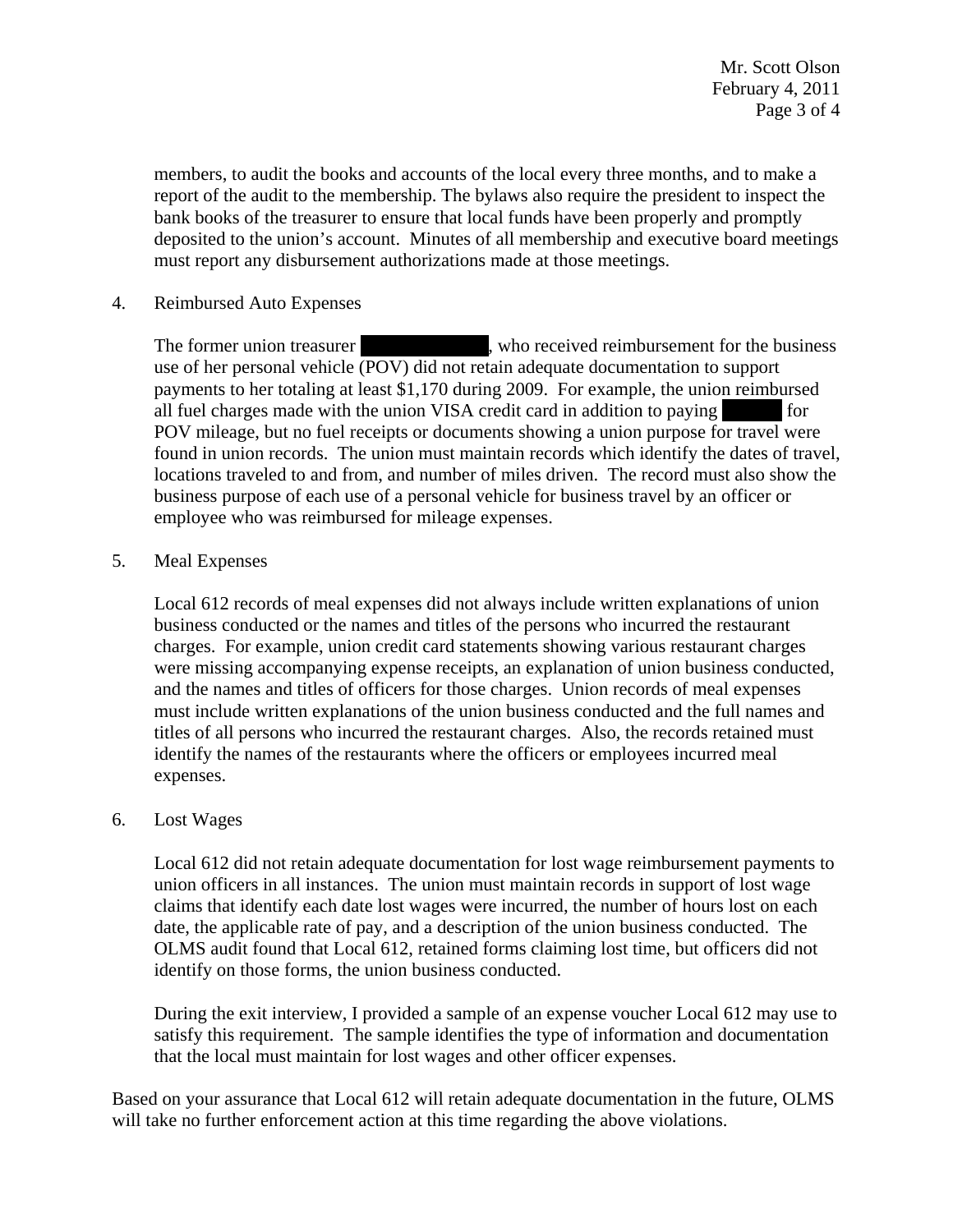members, to audit the books and accounts of the local every three months, and to make a report of the audit to the membership. The bylaws also require the president to inspect the bank books of the treasurer to ensure that local funds have been properly and promptly deposited to the union's account. Minutes of all membership and executive board meetings must report any disbursement authorizations made at those meetings.

4. Reimbursed Auto Expenses

   The former union treasurer ████████, who received reimbursement for the business use of her personal vehicle (POV) did not retain adequate documentation to support payments to her totaling at least $1,170 during 2009. For example, the union reimbursed all fuel charges made with the union VISA credit card in addition to paying ████ for POV mileage, but no fuel receipts or documents showing a union purpose for travel were found in union records. The union must maintain records which identify the dates of travel, locations traveled to and from, and number of miles driven. The record must also show the business purpose of each use of a personal vehicle for business travel by an officer or employee who was reimbursed for mileage expenses.

5. Meal Expenses

   Local 612 records of meal expenses did not always include written explanations of union business conducted or the names and titles of the persons who incurred the restaurant charges. For example, union credit card statements showing various restaurant charges were missing accompanying expense receipts, an explanation of union business conducted, and the names and titles of officers for those charges. Union records of meal expenses must include written explanations of the union business conducted and the full names and titles of all persons who incurred the restaurant charges. Also, the records retained must identify the names of the restaurants where the officers or employees incurred meal expenses.

6. Lost Wages

   Local 612 did not retain adequate documentation for lost wage reimbursement payments to union officers in all instances. The union must maintain records in support of lost wage claims that identify each date lost wages were incurred, the number of hours lost on each date, the applicable rate of pay, and a description of the union business conducted. The OLMS audit found that Local 612, retained forms claiming lost time, but officers did not identify on those forms, the union business conducted.

   During the exit interview, I provided a sample of an expense voucher Local 612 may use to satisfy this requirement. The sample identifies the type of information and documentation that the local must maintain for lost wages and other officer expenses.

Based on your assurance that Local 612 will retain adequate documentation in the future, OLMS will take no further enforcement action at this time regarding the above violations.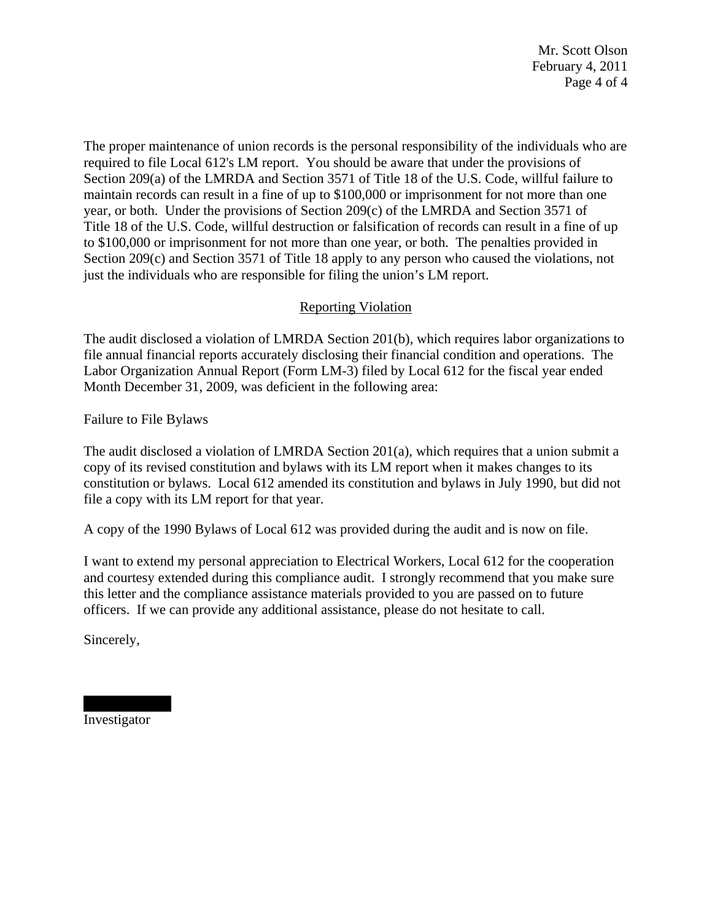The proper maintenance of union records is the personal responsibility of the individuals who are required to file Local 612's LM report. You should be aware that under the provisions of Section 209(a) of the LMRDA and Section 3571 of Title 18 of the U.S. Code, willful failure to maintain records can result in a fine of up to $100,000 or imprisonment for not more than one year, or both. Under the provisions of Section 209(c) of the LMRDA and Section 3571 of Title 18 of the U.S. Code, willful destruction or falsification of records can result in a fine of up to $100,000 or imprisonment for not more than one year, or both. The penalties provided in Section 209(c) and Section 3571 of Title 18 apply to any person who caused the violations, not just the individuals who are responsible for filing the union's LM report.

## Reporting Violation

The audit disclosed a violation of LMRDA Section 201(b), which requires labor organizations to file annual financial reports accurately disclosing their financial condition and operations. The Labor Organization Annual Report (Form LM-3) filed by Local 612 for the fiscal year ended Month December 31, 2009, was deficient in the following area:

Failure to File Bylaws

The audit disclosed a violation of LMRDA Section 201(a), which requires that a union submit a copy of its revised constitution and bylaws with its LM report when it makes changes to its constitution or bylaws. Local 612 amended its constitution and bylaws in July 1990, but did not file a copy with its LM report for that year.

A copy of the 1990 Bylaws of Local 612 was provided during the audit and is now on file.

I want to extend my personal appreciation to Electrical Workers, Local 612 for the cooperation and courtesy extended during this compliance audit. I strongly recommend that you make sure this letter and the compliance assistance materials provided to you are passed on to future officers. If we can provide any additional assistance, please do not hesitate to call.

Sincerely,

Investigator